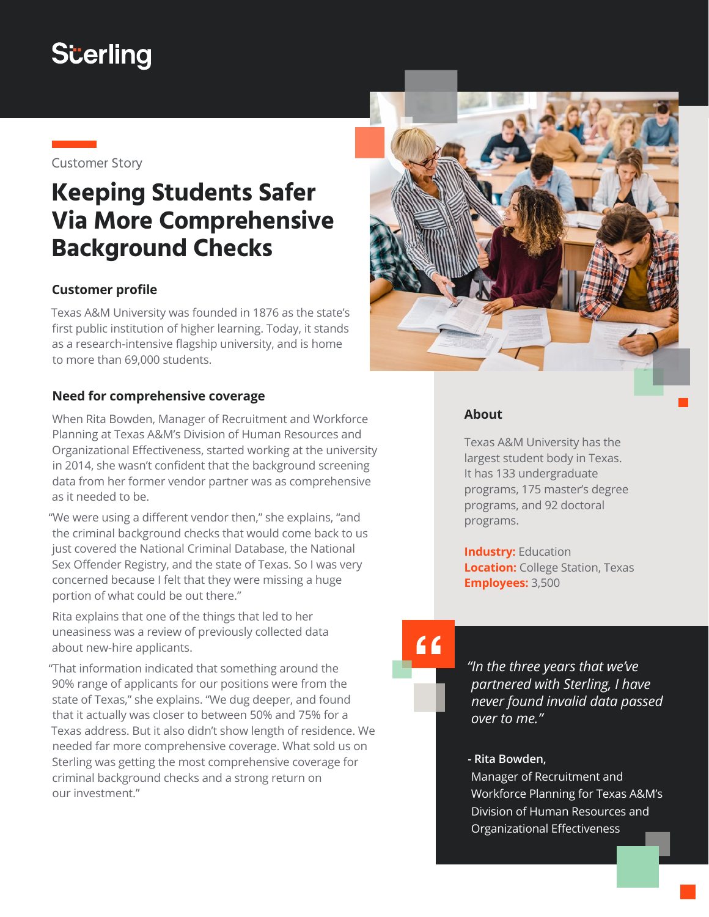Sterling

Customer Story

# Keeping Students Safer Via More Comprehensive Background Checks

### Customer profile

Texas A&M University was founded in 1876 as the state's first public institution of higher learning. Today, it stands as a research-intensive flagship university, and is home to more than 69,000 students.

### Need for comprehensive coverage

When Rita Bowden, Manager of Recruitment and Workforce Planning at Texas A&M's Division of Human Resources and Organizational Effectiveness, started working at the university in 2014, she wasn't confident that the background screening data from her former vendor partner was as comprehensive as it needed to be.

"We were using a different vendor then," she explains, "and the criminal background checks that would come back to us just covered the National Criminal Database, the National Sex Offender Registry, and the state of Texas. So I was very concerned because I felt that they were missing a huge portion of what could be out there."

Rita explains that one of the things that led to her uneasiness was a review of previously collected data about new-hire applicants.

"That information indicated that something around the 90% range of applicants for our positions were from the state of Texas," she explains. "We dug deeper, and found that it actually was closer to between 50% and 75% for a Texas address. But it also didn't show length of residence. We needed far more comprehensive coverage. What sold us on Sterling was getting the most comprehensive coverage for criminal background checks and a strong return on our investment."

### About

Texas A&M University has the largest student body in Texas. It has 133 undergraduate programs, 175 master's degree programs, and 92 doctoral programs.

**Industry:** Education
**Location:** College Station, Texas
**Employees:** 3,500

*"In the three years that we've partnered with Sterling, I have never found invalid data passed over to me."*

**- Rita Bowden,**
Manager of Recruitment and Workforce Planning for Texas A&M's Division of Human Resources and Organizational Effectiveness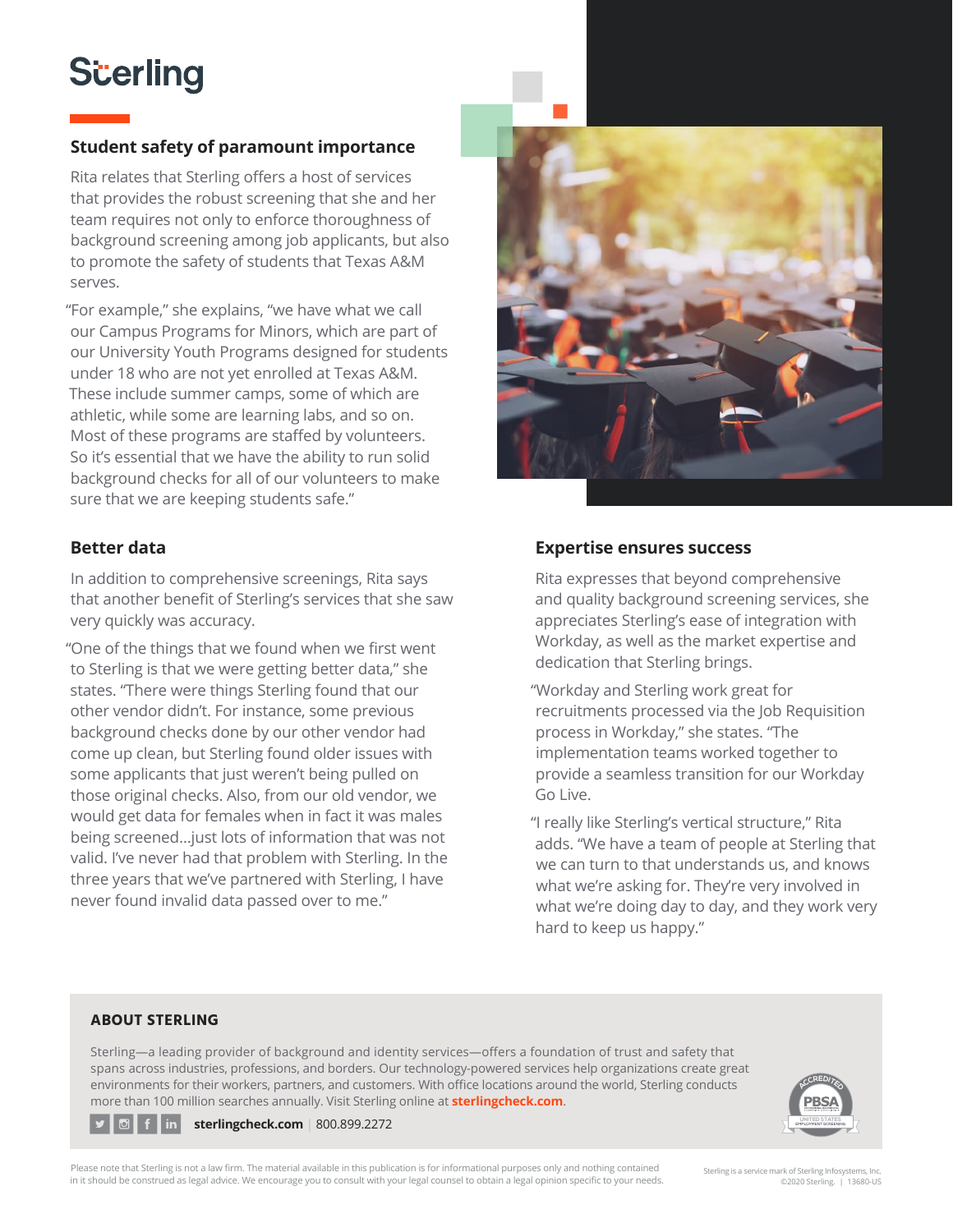## Student safety of paramount importance

Rita relates that Sterling offers a host of services that provides the robust screening that she and her team requires not only to enforce thoroughness of background screening among job applicants, but also to promote the safety of students that Texas A&M serves.

"For example," she explains, "we have what we call our Campus Programs for Minors, which are part of our University Youth Programs designed for students under 18 who are not yet enrolled at Texas A&M. These include summer camps, some of which are athletic, while some are learning labs, and so on. Most of these programs are staffed by volunteers. So it's essential that we have the ability to run solid background checks for all of our volunteers to make sure that we are keeping students safe."

## Better data

In addition to comprehensive screenings, Rita says that another benefit of Sterling's services that she saw very quickly was accuracy.

"One of the things that we found when we first went to Sterling is that we were getting better data," she states. "There were things Sterling found that our other vendor didn't. For instance, some previous background checks done by our other vendor had come up clean, but Sterling found older issues with some applicants that just weren't being pulled on those original checks. Also, from our old vendor, we would get data for females when in fact it was males being screened…just lots of information that was not valid. I've never had that problem with Sterling. In the three years that we've partnered with Sterling, I have never found invalid data passed over to me."

## Expertise ensures success

Rita expresses that beyond comprehensive and quality background screening services, she appreciates Sterling's ease of integration with Workday, as well as the market expertise and dedication that Sterling brings.

"Workday and Sterling work great for recruitments processed via the Job Requisition process in Workday," she states. "The implementation teams worked together to provide a seamless transition for our Workday Go Live.

"I really like Sterling's vertical structure," Rita adds. "We have a team of people at Sterling that we can turn to that understands us, and knows what we're asking for. They're very involved in what we're doing day to day, and they work very hard to keep us happy."

### ABOUT STERLING

Sterling—a leading provider of background and identity services—offers a foundation of trust and safety that spans across industries, professions, and borders. Our technology-powered services help organizations create great environments for their workers, partners, and customers. With office locations around the world, Sterling conducts more than 100 million searches annually. Visit Sterling online at **sterlingcheck.com**.

**sterlingcheck.com** | 800.899.2272

Please note that Sterling is not a law firm. The material available in this publication is for informational purposes only and nothing contained in it should be construed as legal advice. We encourage you to consult with your legal counsel to obtain a legal opinion specific to your needs.

Sterling is a service mark of Sterling Infosystems, Inc.
©2020 Sterling. | 13680-US